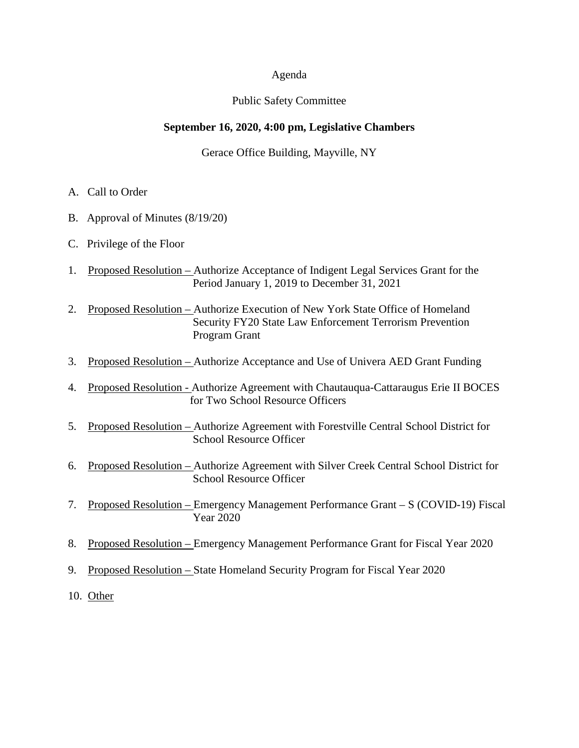# Agenda

## Public Safety Committee

**September 16, 2020, 4:00 pm, Legislative Chambers**

Gerace Office Building, Mayville, NY

A. Call to Order

B. Approval of Minutes (8/19/20)

C. Privilege of the Floor

1. Proposed Resolution – Authorize Acceptance of Indigent Legal Services Grant for the Period January 1, 2019 to December 31, 2021

2. Proposed Resolution – Authorize Execution of New York State Office of Homeland Security FY20 State Law Enforcement Terrorism Prevention Program Grant

3. Proposed Resolution – Authorize Acceptance and Use of Univera AED Grant Funding

4. Proposed Resolution - Authorize Agreement with Chautauqua-Cattaraugus Erie II BOCES for Two School Resource Officers

5. Proposed Resolution – Authorize Agreement with Forestville Central School District for School Resource Officer

6. Proposed Resolution – Authorize Agreement with Silver Creek Central School District for School Resource Officer

7. Proposed Resolution – Emergency Management Performance Grant – S (COVID-19) Fiscal Year 2020

8. Proposed Resolution – Emergency Management Performance Grant for Fiscal Year 2020

9. Proposed Resolution – State Homeland Security Program for Fiscal Year 2020

10. Other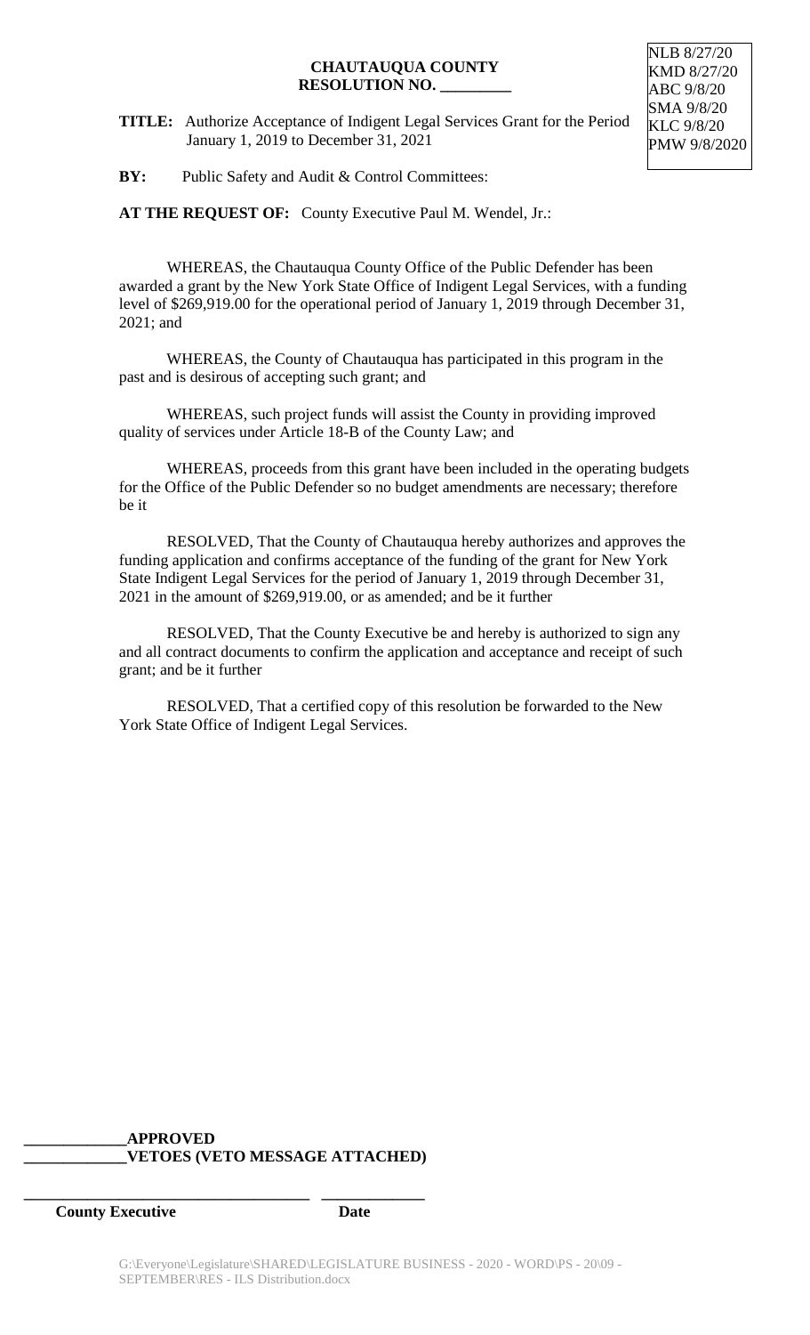NLB 8/27/20
KMD 8/27/20
ABC 9/8/20
SMA 9/8/20
KLC 9/8/20
PMW 9/8/2020

**CHAUTAUQUA COUNTY**
**RESOLUTION NO. _________**

**TITLE:** Authorize Acceptance of Indigent Legal Services Grant for the Period January 1, 2019 to December 31, 2021

**BY:** Public Safety and Audit & Control Committees:

**AT THE REQUEST OF:** County Executive Paul M. Wendel, Jr.:

WHEREAS, the Chautauqua County Office of the Public Defender has been awarded a grant by the New York State Office of Indigent Legal Services, with a funding level of $269,919.00 for the operational period of January 1, 2019 through December 31, 2021; and

WHEREAS, the County of Chautauqua has participated in this program in the past and is desirous of accepting such grant; and

WHEREAS, such project funds will assist the County in providing improved quality of services under Article 18-B of the County Law; and

WHEREAS, proceeds from this grant have been included in the operating budgets for the Office of the Public Defender so no budget amendments are necessary; therefore be it

RESOLVED, That the County of Chautauqua hereby authorizes and approves the funding application and confirms acceptance of the funding of the grant for New York State Indigent Legal Services for the period of January 1, 2019 through December 31, 2021 in the amount of $269,919.00, or as amended; and be it further

RESOLVED, That the County Executive be and hereby is authorized to sign any and all contract documents to confirm the application and acceptance and receipt of such grant; and be it further

RESOLVED, That a certified copy of this resolution be forwarded to the New York State Office of Indigent Legal Services.

**_____________APPROVED**
**_____________VETOES (VETO MESSAGE ATTACHED)**

**_____________________________________ _____________**
**County Executive Date**

G:\Everyone\Legislature\SHARED\LEGISLATURE BUSINESS - 2020 - WORD\PS - 20\09 - SEPTEMBER\RES - ILS Distribution.docx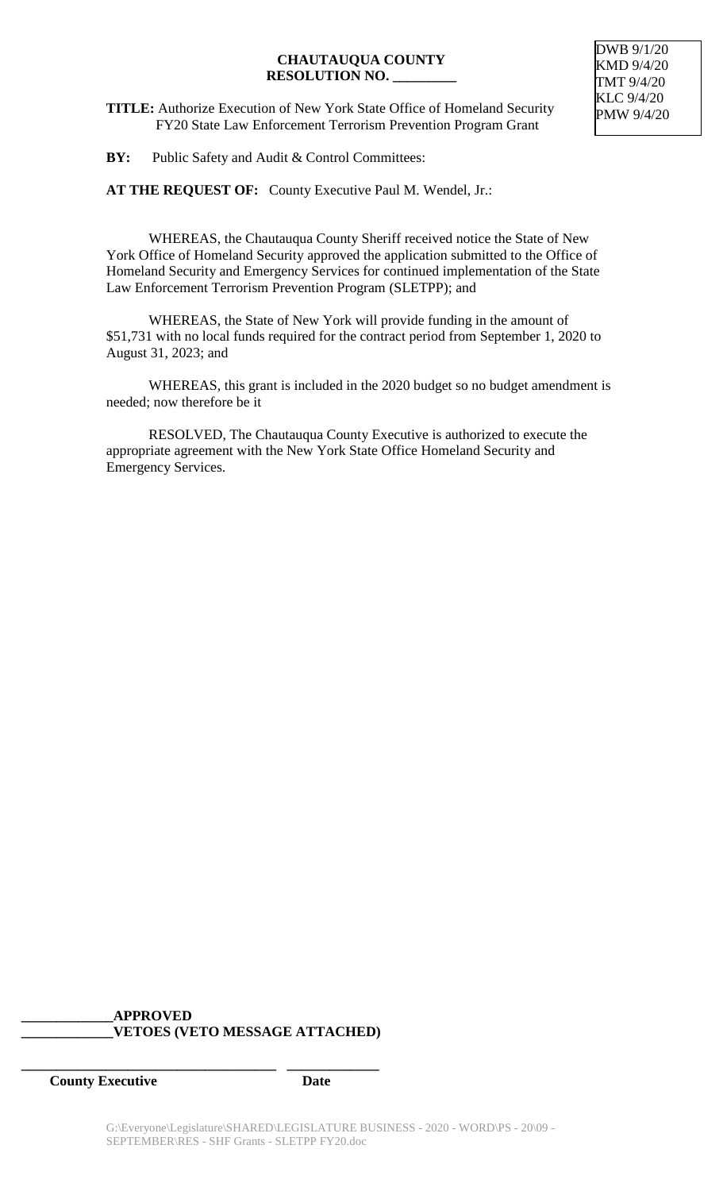DWB 9/1/20
KMD 9/4/20
TMT 9/4/20
KLC 9/4/20
PMW 9/4/20

**CHAUTAUQUA COUNTY**
**RESOLUTION NO. _________**

**TITLE:** Authorize Execution of New York State Office of Homeland Security FY20 State Law Enforcement Terrorism Prevention Program Grant

**BY:** Public Safety and Audit & Control Committees:

**AT THE REQUEST OF:** County Executive Paul M. Wendel, Jr.:

WHEREAS, the Chautauqua County Sheriff received notice the State of New York Office of Homeland Security approved the application submitted to the Office of Homeland Security and Emergency Services for continued implementation of the State Law Enforcement Terrorism Prevention Program (SLETPP); and

WHEREAS, the State of New York will provide funding in the amount of $51,731 with no local funds required for the contract period from September 1, 2020 to August 31, 2023; and

WHEREAS, this grant is included in the 2020 budget so no budget amendment is needed; now therefore be it

RESOLVED, The Chautauqua County Executive is authorized to execute the appropriate agreement with the New York State Office Homeland Security and Emergency Services.

**_____________APPROVED**
**_____________VETOES (VETO MESSAGE ATTACHED)**

**_____________________________________ _____________**
**County Executive Date**

G:\Everyone\Legislature\SHARED\LEGISLATURE BUSINESS - 2020 - WORD\PS - 20\09 - SEPTEMBER\RES - SHF Grants - SLETPP FY20.doc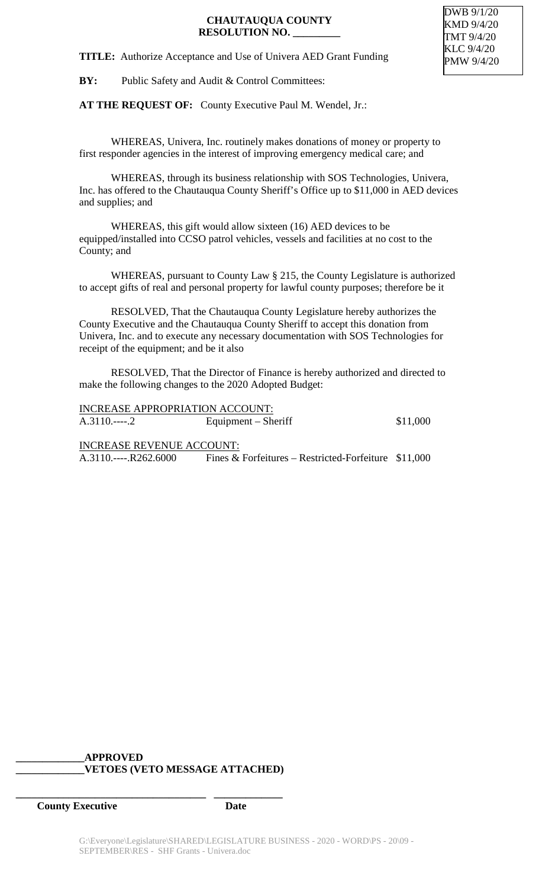DWB 9/1/20
KMD 9/4/20
TMT 9/4/20
KLC 9/4/20
PMW 9/4/20

**CHAUTAUQUA COUNTY**
**RESOLUTION NO. _________**

**TITLE:** Authorize Acceptance and Use of Univera AED Grant Funding

**BY:** Public Safety and Audit & Control Committees:

**AT THE REQUEST OF:** County Executive Paul M. Wendel, Jr.:

WHEREAS, Univera, Inc. routinely makes donations of money or property to first responder agencies in the interest of improving emergency medical care; and

WHEREAS, through its business relationship with SOS Technologies, Univera, Inc. has offered to the Chautauqua County Sheriff's Office up to $11,000 in AED devices and supplies; and

WHEREAS, this gift would allow sixteen (16) AED devices to be equipped/installed into CCSO patrol vehicles, vessels and facilities at no cost to the County; and

WHEREAS, pursuant to County Law § 215, the County Legislature is authorized to accept gifts of real and personal property for lawful county purposes; therefore be it

RESOLVED, That the Chautauqua County Legislature hereby authorizes the County Executive and the Chautauqua County Sheriff to accept this donation from Univera, Inc. and to execute any necessary documentation with SOS Technologies for receipt of the equipment; and be it also

RESOLVED, That the Director of Finance is hereby authorized and directed to make the following changes to the 2020 Adopted Budget:

INCREASE APPROPRIATION ACCOUNT:

| | | |
|---|---|---|
| A.3110.----.2 | Equipment – Sheriff | $11,000 |

INCREASE REVENUE ACCOUNT:

| | | |
|---|---|---|
| A.3110.----.R262.6000 | Fines & Forfeitures – Restricted-Forfeiture | $11,000 |

**_____________APPROVED**
**_____________VETOES (VETO MESSAGE ATTACHED)**

**_____________________________________ _____________**
**County Executive Date**

G:\Everyone\Legislature\SHARED\LEGISLATURE BUSINESS - 2020 - WORD\PS - 20\09 - SEPTEMBER\RES - SHF Grants - Univera.doc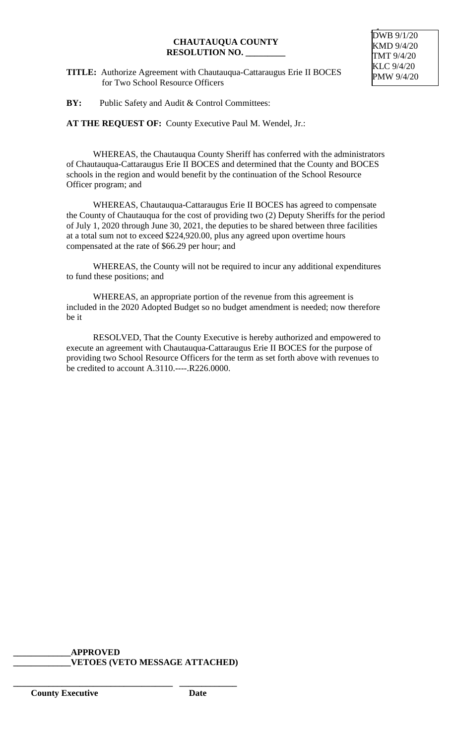DWB 9/1/20
KMD 9/4/20
TMT 9/4/20
KLC 9/4/20
PMW 9/4/20

**CHAUTAUQUA COUNTY**
**RESOLUTION NO. _________**

**TITLE:** Authorize Agreement with Chautauqua-Cattaraugus Erie II BOCES for Two School Resource Officers

**BY:** Public Safety and Audit & Control Committees:

**AT THE REQUEST OF:** County Executive Paul M. Wendel, Jr.:

WHEREAS, the Chautauqua County Sheriff has conferred with the administrators of Chautauqua-Cattaraugus Erie II BOCES and determined that the County and BOCES schools in the region and would benefit by the continuation of the School Resource Officer program; and

WHEREAS, Chautauqua-Cattaraugus Erie II BOCES has agreed to compensate the County of Chautauqua for the cost of providing two (2) Deputy Sheriffs for the period of July 1, 2020 through June 30, 2021, the deputies to be shared between three facilities at a total sum not to exceed $224,920.00, plus any agreed upon overtime hours compensated at the rate of $66.29 per hour; and

WHEREAS, the County will not be required to incur any additional expenditures to fund these positions; and

WHEREAS, an appropriate portion of the revenue from this agreement is included in the 2020 Adopted Budget so no budget amendment is needed; now therefore be it

RESOLVED, That the County Executive is hereby authorized and empowered to execute an agreement with Chautauqua-Cattaraugus Erie II BOCES for the purpose of providing two School Resource Officers for the term as set forth above with revenues to be credited to account A.3110.----.R226.0000.

**_____________APPROVED**
**_____________VETOES (VETO MESSAGE ATTACHED)**

**_____________________________________ _____________**
**County Executive Date**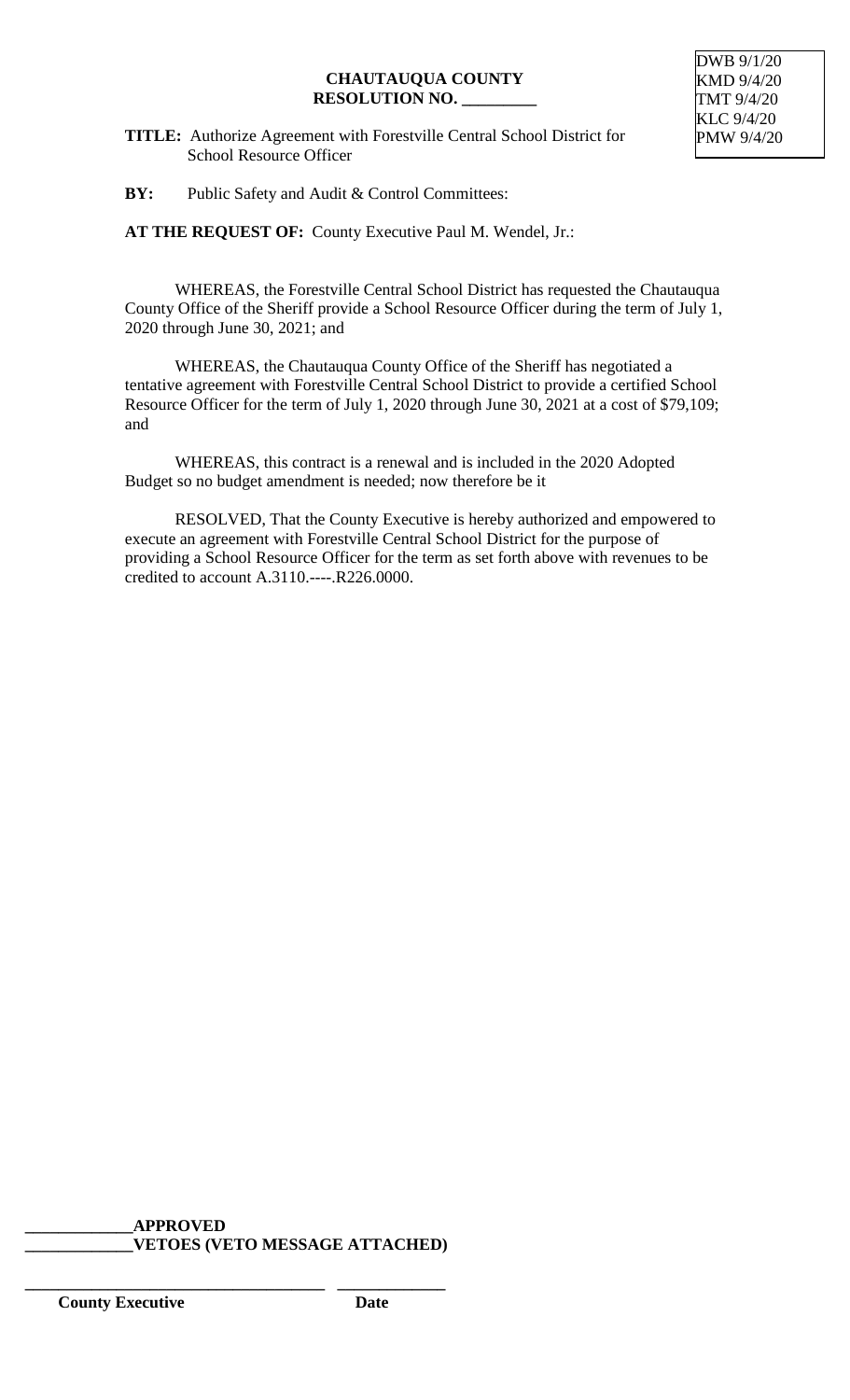DWB 9/1/20
KMD 9/4/20
TMT 9/4/20
KLC 9/4/20
PMW 9/4/20

**CHAUTAUQUA COUNTY**
**RESOLUTION NO. _________**

**TITLE:** Authorize Agreement with Forestville Central School District for School Resource Officer

**BY:** Public Safety and Audit & Control Committees:

**AT THE REQUEST OF:** County Executive Paul M. Wendel, Jr.:

WHEREAS, the Forestville Central School District has requested the Chautauqua County Office of the Sheriff provide a School Resource Officer during the term of July 1, 2020 through June 30, 2021; and

WHEREAS, the Chautauqua County Office of the Sheriff has negotiated a tentative agreement with Forestville Central School District to provide a certified School Resource Officer for the term of July 1, 2020 through June 30, 2021 at a cost of $79,109; and

WHEREAS, this contract is a renewal and is included in the 2020 Adopted Budget so no budget amendment is needed; now therefore be it

RESOLVED, That the County Executive is hereby authorized and empowered to execute an agreement with Forestville Central School District for the purpose of providing a School Resource Officer for the term as set forth above with revenues to be credited to account A.3110.----.R226.0000.

**_____________APPROVED**
**_____________VETOES (VETO MESSAGE ATTACHED)**

_____________________________________ _____________
**County Executive** **Date**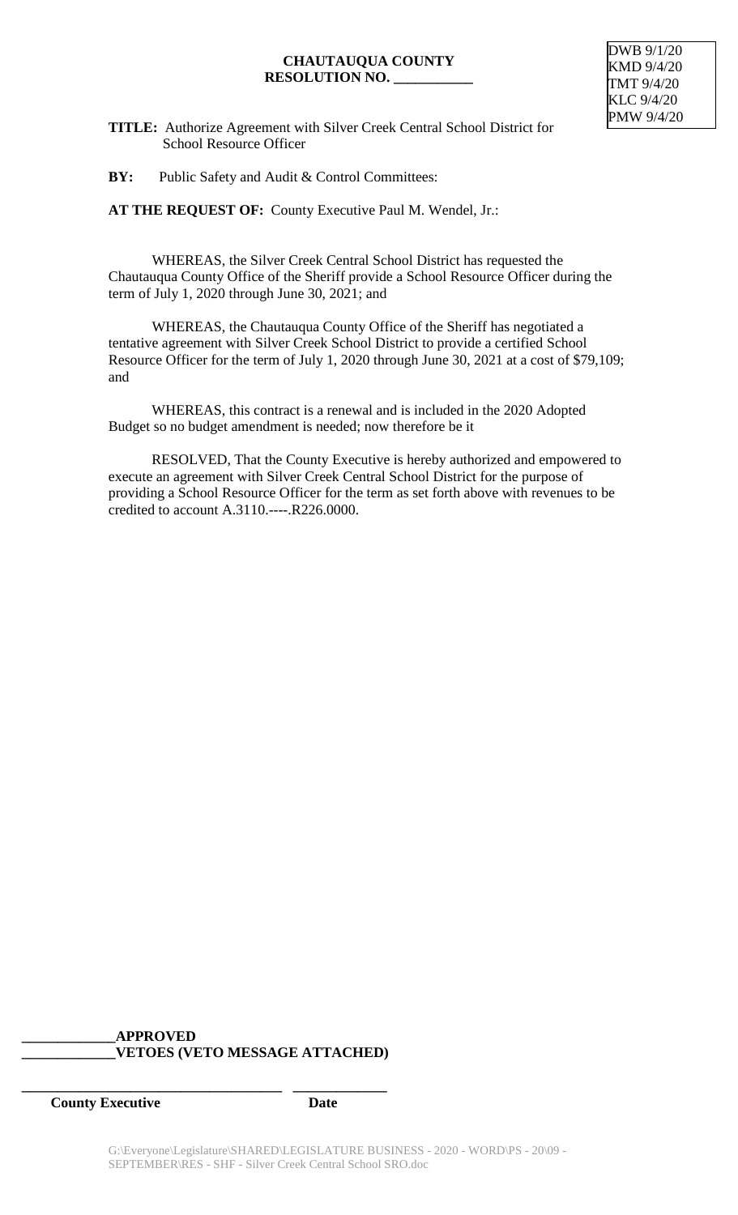DWB 9/1/20
KMD 9/4/20
TMT 9/4/20
KLC 9/4/20
PMW 9/4/20

**CHAUTAUQUA COUNTY**
**RESOLUTION NO. ___________**

**TITLE:** Authorize Agreement with Silver Creek Central School District for School Resource Officer

**BY:** Public Safety and Audit & Control Committees:

**AT THE REQUEST OF:** County Executive Paul M. Wendel, Jr.:

WHEREAS, the Silver Creek Central School District has requested the Chautauqua County Office of the Sheriff provide a School Resource Officer during the term of July 1, 2020 through June 30, 2021; and

WHEREAS, the Chautauqua County Office of the Sheriff has negotiated a tentative agreement with Silver Creek School District to provide a certified School Resource Officer for the term of July 1, 2020 through June 30, 2021 at a cost of $79,109; and

WHEREAS, this contract is a renewal and is included in the 2020 Adopted Budget so no budget amendment is needed; now therefore be it

RESOLVED, That the County Executive is hereby authorized and empowered to execute an agreement with Silver Creek Central School District for the purpose of providing a School Resource Officer for the term as set forth above with revenues to be credited to account A.3110.----.R226.0000.

**_____________APPROVED**
**_____________VETOES (VETO MESSAGE ATTACHED)**

**____________________________________ _____________**
**County Executive Date**

G:\Everyone\Legislature\SHARED\LEGISLATURE BUSINESS - 2020 - WORD\PS - 20\09 - SEPTEMBER\RES - SHF - Silver Creek Central School SRO.doc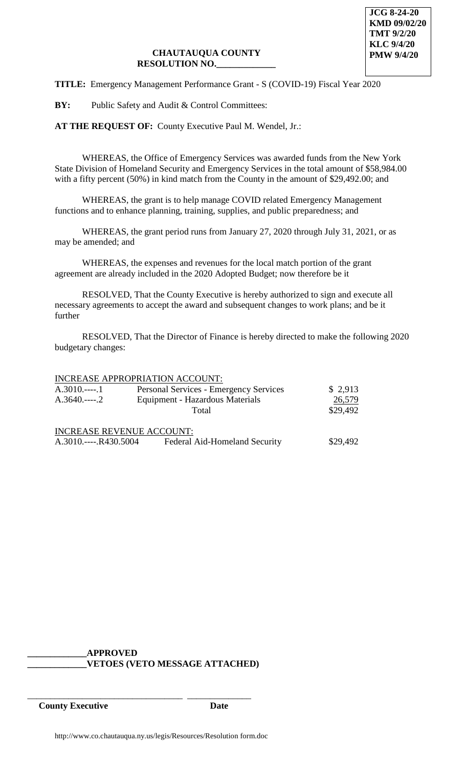**JCG 8-24-20**
**KMD 09/02/20**
**TMT 9/2/20**
**KLC 9/4/20**
**PMW 9/4/20**

**CHAUTAUQUA COUNTY**
**RESOLUTION NO.\_\_\_\_\_\_\_\_\_\_\_\_\_**

**TITLE:** Emergency Management Performance Grant - S (COVID-19) Fiscal Year 2020

**BY:** Public Safety and Audit & Control Committees:

**AT THE REQUEST OF:** County Executive Paul M. Wendel, Jr.:

WHEREAS, the Office of Emergency Services was awarded funds from the New York State Division of Homeland Security and Emergency Services in the total amount of $58,984.00 with a fifty percent (50%) in kind match from the County in the amount of $29,492.00; and

WHEREAS, the grant is to help manage COVID related Emergency Management functions and to enhance planning, training, supplies, and public preparedness; and

WHEREAS, the grant period runs from January 27, 2020 through July 31, 2021, or as may be amended; and

WHEREAS, the expenses and revenues for the local match portion of the grant agreement are already included in the 2020 Adopted Budget; now therefore be it

RESOLVED, That the County Executive is hereby authorized to sign and execute all necessary agreements to accept the award and subsequent changes to work plans; and be it further

RESOLVED, That the Director of Finance is hereby directed to make the following 2020 budgetary changes:

INCREASE APPROPRIATION ACCOUNT:

| | | |
|---|---|---|
| A.3010.----.1 | Personal Services - Emergency Services | $ 2,913 |
| A.3640.----.2 | Equipment - Hazardous Materials | 26,579 |
| | Total | $29,492 |

INCREASE REVENUE ACCOUNT:

| | | |
|---|---|---|
| A.3010.----.R430.5004 | Federal Aid-Homeland Security | $29,492 |

\_\_\_\_\_\_\_\_\_\_\_\_\_**APPROVED**
\_\_\_\_\_\_\_\_\_\_\_\_\_**VETOES (VETO MESSAGE ATTACHED)**

\_\_\_\_\_\_\_\_\_\_\_\_\_\_\_\_\_\_\_\_\_\_\_\_\_\_\_\_\_\_\_\_\_\_ \_\_\_\_\_\_\_\_\_\_\_\_\_\_
**County Executive** **Date**

http://www.co.chautauqua.ny.us/legis/Resources/Resolution form.doc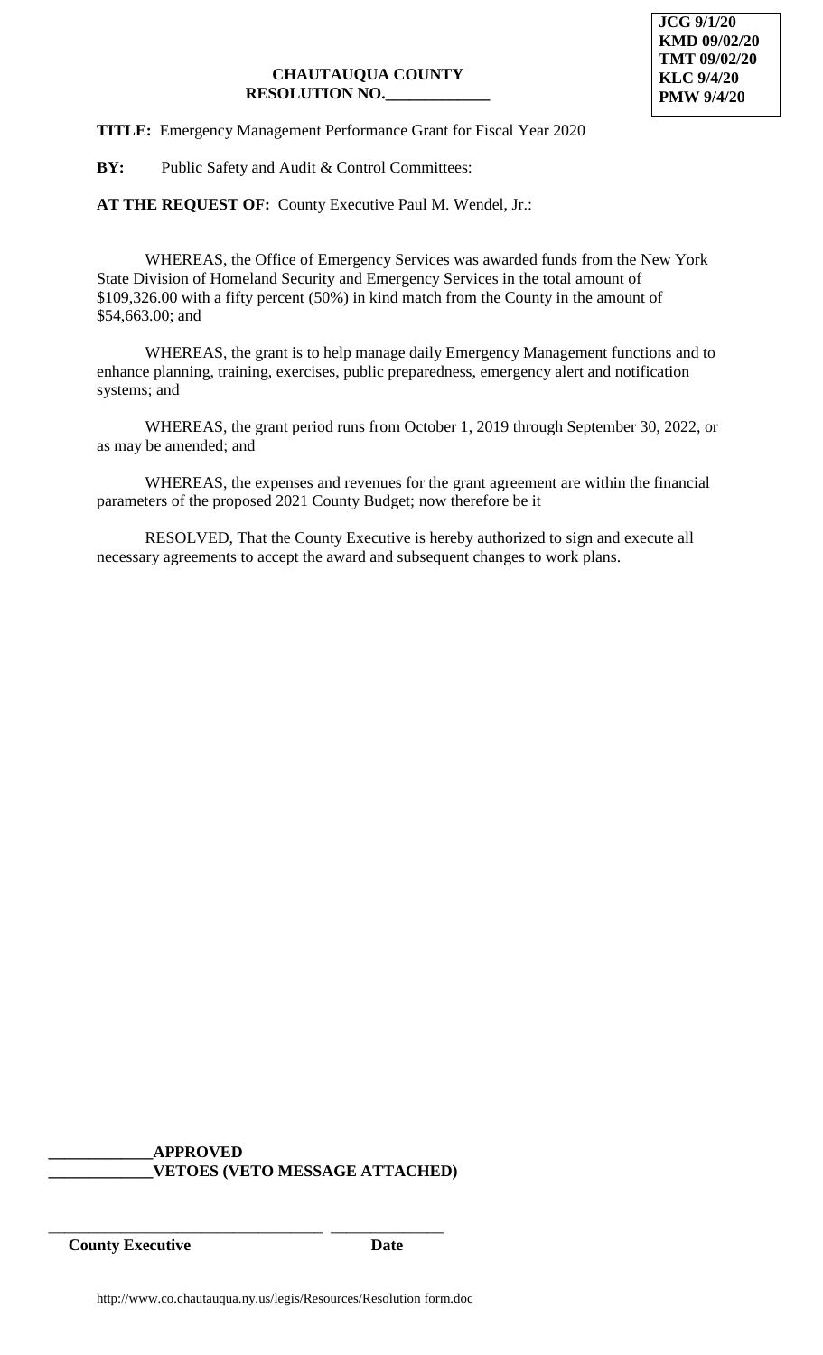**JCG 9/1/20**
**KMD 09/02/20**
**TMT 09/02/20**
**KLC 9/4/20**
**PMW 9/4/20**

**CHAUTAUQUA COUNTY**
**RESOLUTION NO.\_\_\_\_\_\_\_\_\_\_\_\_\_**

**TITLE:** Emergency Management Performance Grant for Fiscal Year 2020

**BY:** Public Safety and Audit & Control Committees:

**AT THE REQUEST OF:** County Executive Paul M. Wendel, Jr.:

WHEREAS, the Office of Emergency Services was awarded funds from the New York State Division of Homeland Security and Emergency Services in the total amount of $109,326.00 with a fifty percent (50%) in kind match from the County in the amount of $54,663.00; and

WHEREAS, the grant is to help manage daily Emergency Management functions and to enhance planning, training, exercises, public preparedness, emergency alert and notification systems; and

WHEREAS, the grant period runs from October 1, 2019 through September 30, 2022, or as may be amended; and

WHEREAS, the expenses and revenues for the grant agreement are within the financial parameters of the proposed 2021 County Budget; now therefore be it

RESOLVED, That the County Executive is hereby authorized to sign and execute all necessary agreements to accept the award and subsequent changes to work plans.

**\_\_\_\_\_\_\_\_\_\_\_\_\_APPROVED**
**\_\_\_\_\_\_\_\_\_\_\_\_\_VETOES (VETO MESSAGE ATTACHED)**

\_\_\_\_\_\_\_\_\_\_\_\_\_\_\_\_\_\_\_\_\_\_\_\_\_\_\_\_\_\_\_\_\_\_\_ \_\_\_\_\_\_\_\_\_\_\_\_\_\_
**County Executive** **Date**

http://www.co.chautauqua.ny.us/legis/Resources/Resolution form.doc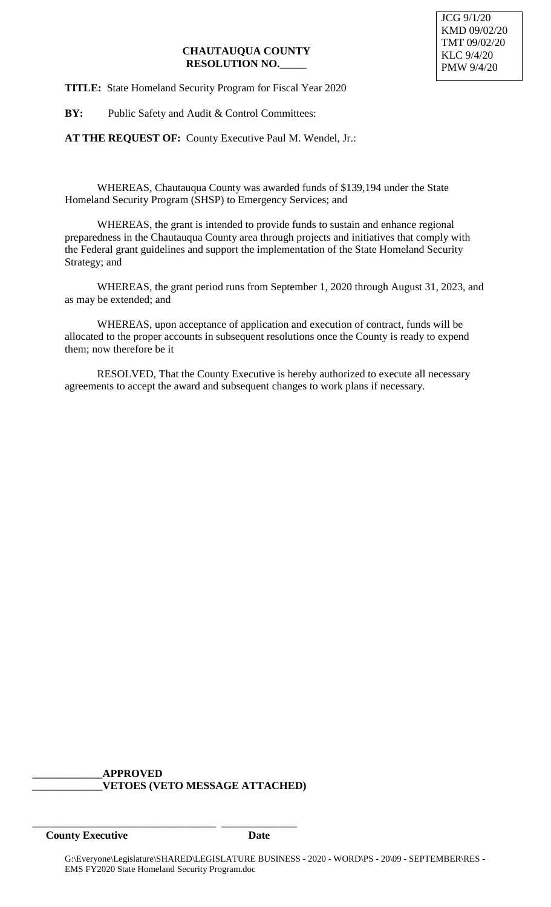JCG 9/1/20
KMD 09/02/20
TMT 09/02/20
KLC 9/4/20
PMW 9/4/20

**CHAUTAUQUA COUNTY**
**RESOLUTION NO.\_\_\_\_\_**

**TITLE:** State Homeland Security Program for Fiscal Year 2020

**BY:** Public Safety and Audit & Control Committees:

**AT THE REQUEST OF:** County Executive Paul M. Wendel, Jr.:

WHEREAS, Chautauqua County was awarded funds of $139,194 under the State Homeland Security Program (SHSP) to Emergency Services; and

WHEREAS, the grant is intended to provide funds to sustain and enhance regional preparedness in the Chautauqua County area through projects and initiatives that comply with the Federal grant guidelines and support the implementation of the State Homeland Security Strategy; and

WHEREAS, the grant period runs from September 1, 2020 through August 31, 2023, and as may be extended; and

WHEREAS, upon acceptance of application and execution of contract, funds will be allocated to the proper accounts in subsequent resolutions once the County is ready to expend them; now therefore be it

RESOLVED, That the County Executive is hereby authorized to execute all necessary agreements to accept the award and subsequent changes to work plans if necessary.

**\_\_\_\_\_\_\_\_\_\_\_\_\_APPROVED**
**\_\_\_\_\_\_\_\_\_\_\_\_\_VETOES (VETO MESSAGE ATTACHED)**

\_\_\_\_\_\_\_\_\_\_\_\_\_\_\_\_\_\_\_\_\_\_\_\_\_\_\_\_\_\_\_\_\_\_\_ \_\_\_\_\_\_\_\_\_\_\_\_\_\_
**County Executive** **Date**

G:\Everyone\Legislature\SHARED\LEGISLATURE BUSINESS - 2020 - WORD\PS - 20\09 - SEPTEMBER\RES - EMS FY2020 State Homeland Security Program.doc